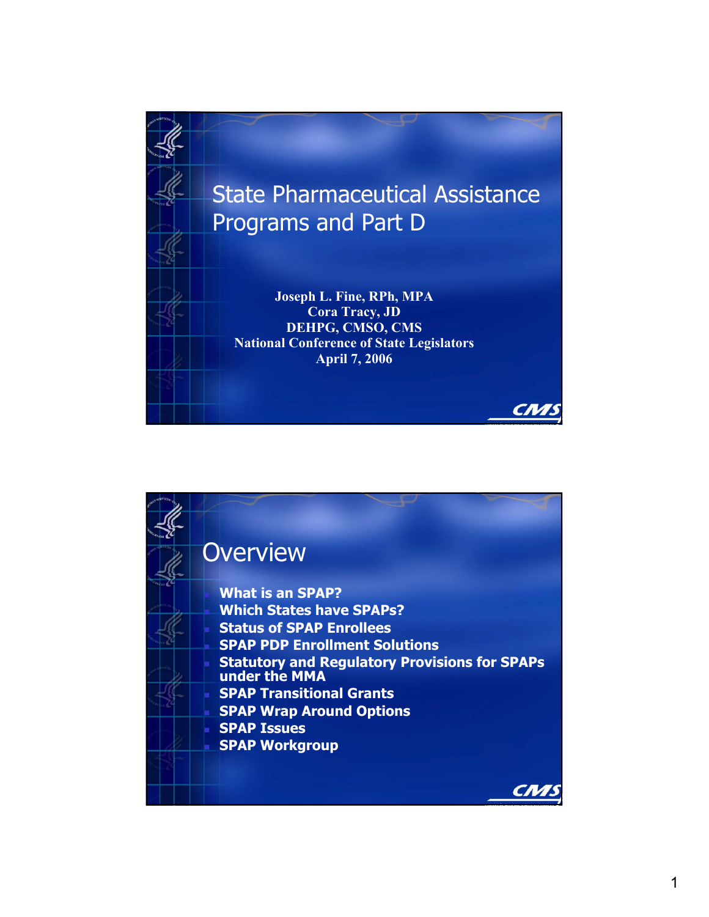# State Pharmaceutical Assistance Programs and Part D

**Joseph L. Fine, RPh, MPA**
**Cora Tracy, JD**
**DEHPG, CMSO, CMS**
**National Conference of State Legislators**
**April 7, 2006**

## Overview

- **What is an SPAP?**
- **Which States have SPAPs?**
- **Status of SPAP Enrollees**
- **SPAP PDP Enrollment Solutions**
- **Statutory and Regulatory Provisions for SPAPs under the MMA**
- **SPAP Transitional Grants**
- **SPAP Wrap Around Options**
- **SPAP Issues**
- **SPAP Workgroup**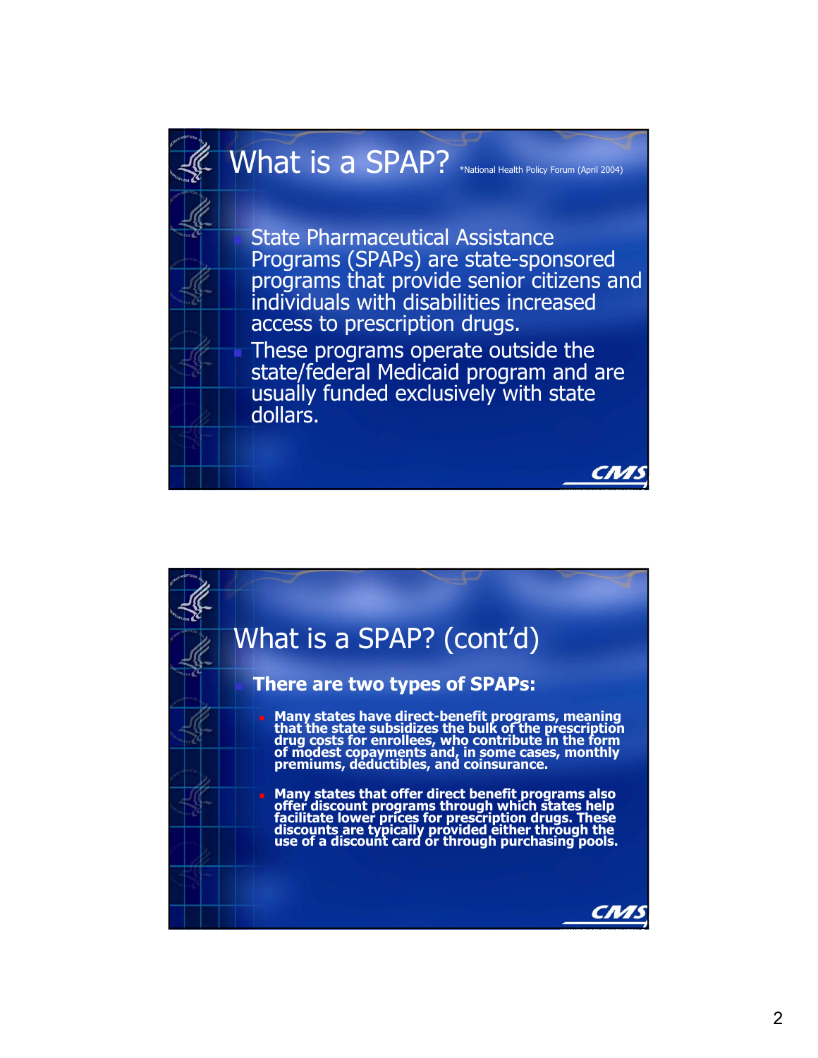## What is a SPAP? *National Health Policy Forum (April 2004)

- State Pharmaceutical Assistance Programs (SPAPs) are state-sponsored programs that provide senior citizens and individuals with disabilities increased access to prescription drugs.
- These programs operate outside the state/federal Medicaid program and are usually funded exclusively with state dollars.

## What is a SPAP? (cont'd)

- **There are two types of SPAPs:**
  - **Many states have direct-benefit programs, meaning that the state subsidizes the bulk of the prescription drug costs for enrollees, who contribute in the form of modest copayments and, in some cases, monthly premiums, deductibles, and coinsurance.**
  - **Many states that offer direct benefit programs also offer discount programs through which states help facilitate lower prices for prescription drugs. These discounts are typically provided either through the use of a discount card or through purchasing pools.**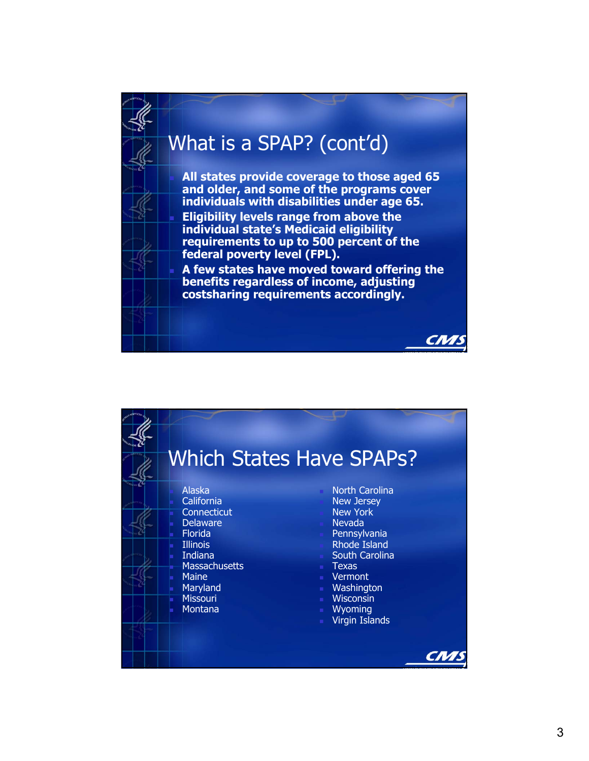## What is a SPAP? (cont'd)

- **All states provide coverage to those aged 65 and older, and some of the programs cover individuals with disabilities under age 65.**
- **Eligibility levels range from above the individual state's Medicaid eligibility requirements to up to 500 percent of the federal poverty level (FPL).**
- **A few states have moved toward offering the benefits regardless of income, adjusting costsharing requirements accordingly.**

## Which States Have SPAPs?

- Alaska
- California
- Connecticut
- Delaware
- Florida
- Illinois
- Indiana
- Massachusetts
- Maine
- Maryland
- Missouri
- Montana
- North Carolina
- New Jersey
- New York
- Nevada
- Pennsylvania
- Rhode Island
- South Carolina
- Texas
- Vermont
- Washington
- Wisconsin
- Wyoming
- Virgin Islands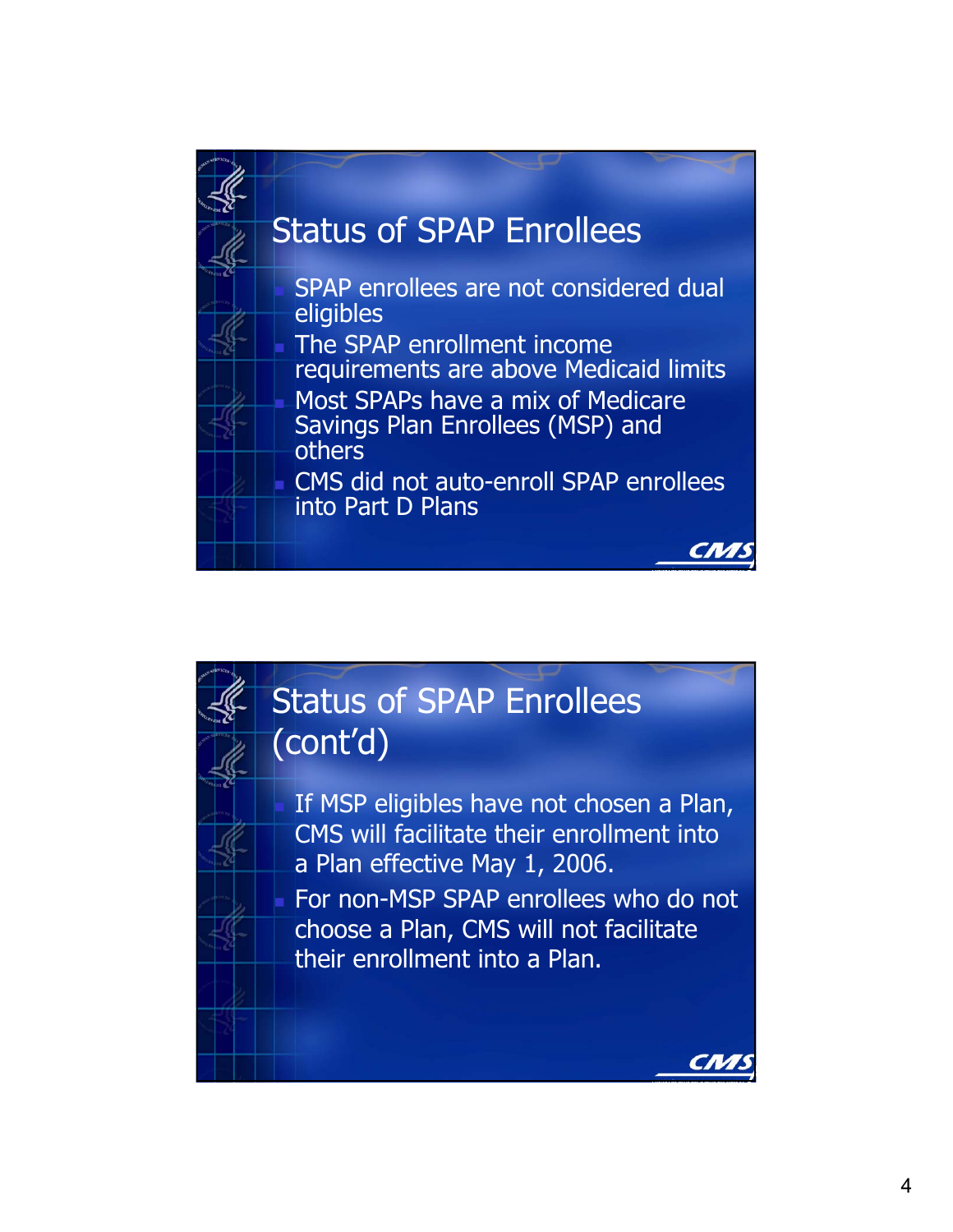## Status of SPAP Enrollees

- SPAP enrollees are not considered dual eligibles
- The SPAP enrollment income requirements are above Medicaid limits
- Most SPAPs have a mix of Medicare Savings Plan Enrollees (MSP) and others
- CMS did not auto-enroll SPAP enrollees into Part D Plans

## Status of SPAP Enrollees (cont'd)

- If MSP eligibles have not chosen a Plan, CMS will facilitate their enrollment into a Plan effective May 1, 2006.
- For non-MSP SPAP enrollees who do not choose a Plan, CMS will not facilitate their enrollment into a Plan.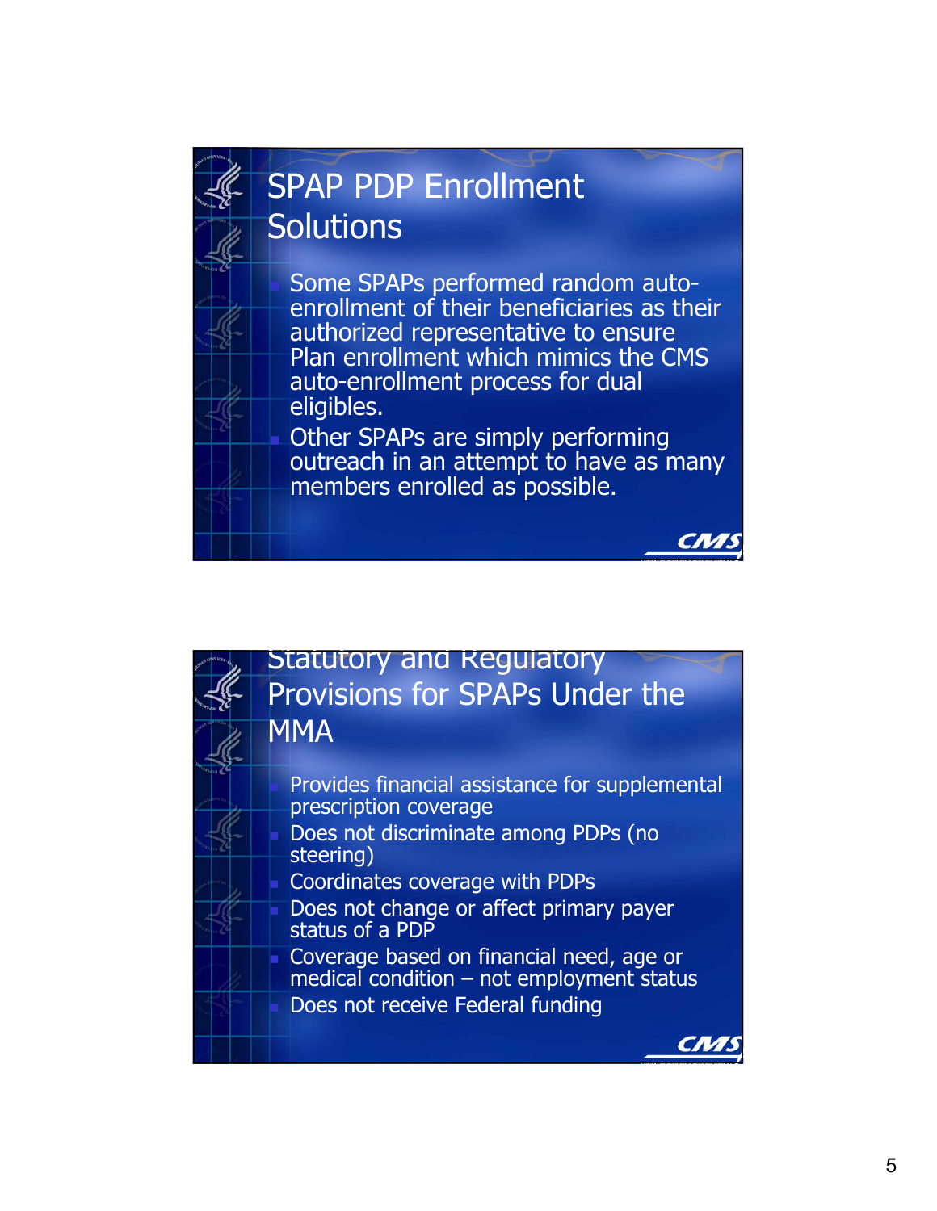## SPAP PDP Enrollment Solutions

- Some SPAPs performed random auto-enrollment of their beneficiaries as their authorized representative to ensure Plan enrollment which mimics the CMS auto-enrollment process for dual eligibles.
- Other SPAPs are simply performing outreach in an attempt to have as many members enrolled as possible.

## Statutory and Regulatory Provisions for SPAPs Under the MMA

- Provides financial assistance for supplemental prescription coverage
- Does not discriminate among PDPs (no steering)
- Coordinates coverage with PDPs
- Does not change or affect primary payer status of a PDP
- Coverage based on financial need, age or medical condition – not employment status
- Does not receive Federal funding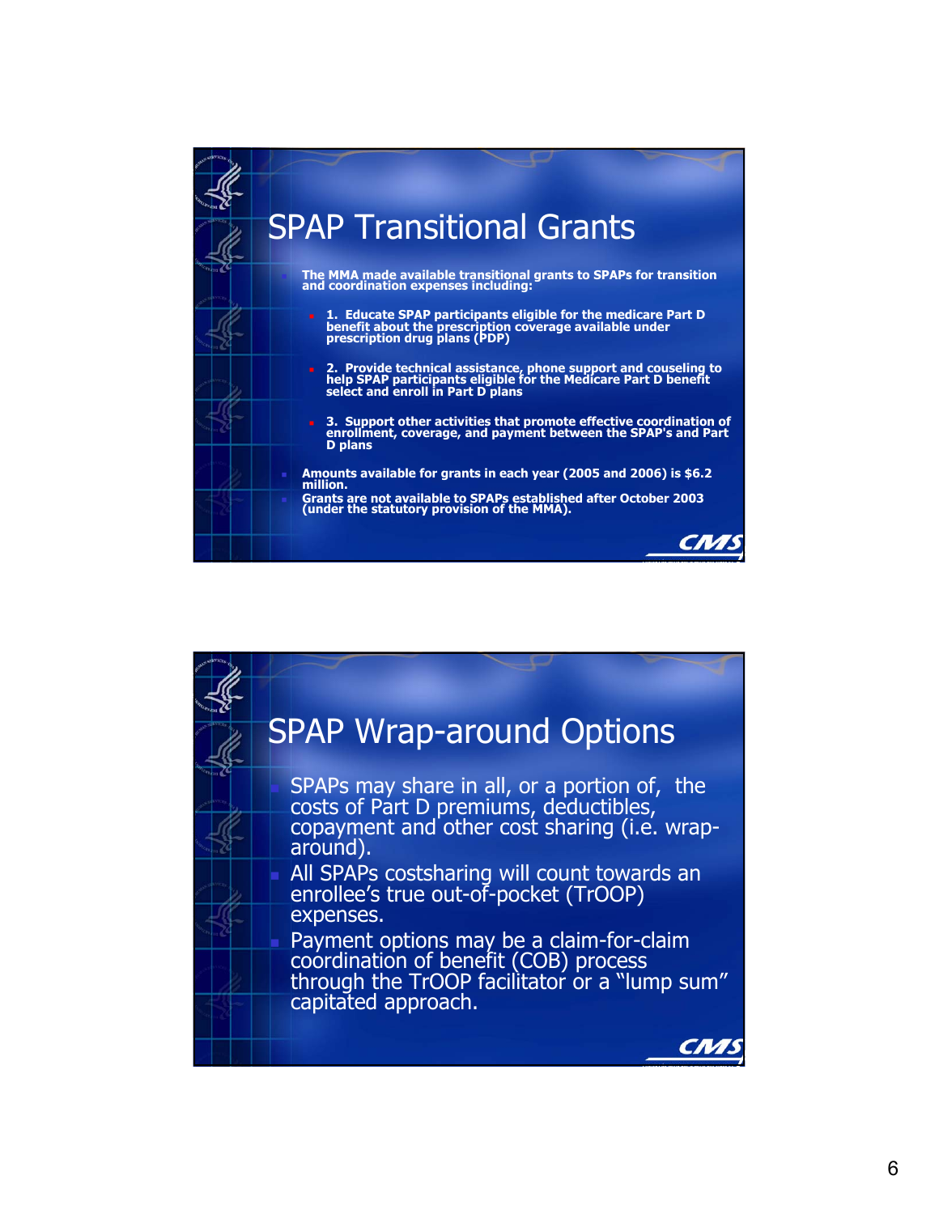## SPAP Transitional Grants

- The MMA made available transitional grants to SPAPs for transition and coordination expenses including:
  - 1. Educate SPAP participants eligible for the medicare Part D benefit about the prescription coverage available under prescription drug plans (PDP)
  - 2. Provide technical assistance, phone support and couseling to help SPAP participants eligible for the Medicare Part D benefit select and enroll in Part D plans
  - 3. Support other activities that promote effective coordination of enrollment, coverage, and payment between the SPAP's and Part D plans
- Amounts available for grants in each year (2005 and 2006) is $6.2 million.
- Grants are not available to SPAPs established after October 2003 (under the statutory provision of the MMA).

## SPAP Wrap-around Options

- SPAPs may share in all, or a portion of, the costs of Part D premiums, deductibles, copayment and other cost sharing (i.e. wrap-around).
- All SPAPs costsharing will count towards an enrollee's true out-of-pocket (TrOOP) expenses.
- Payment options may be a claim-for-claim coordination of benefit (COB) process through the TrOOP facilitator or a "lump sum" capitated approach.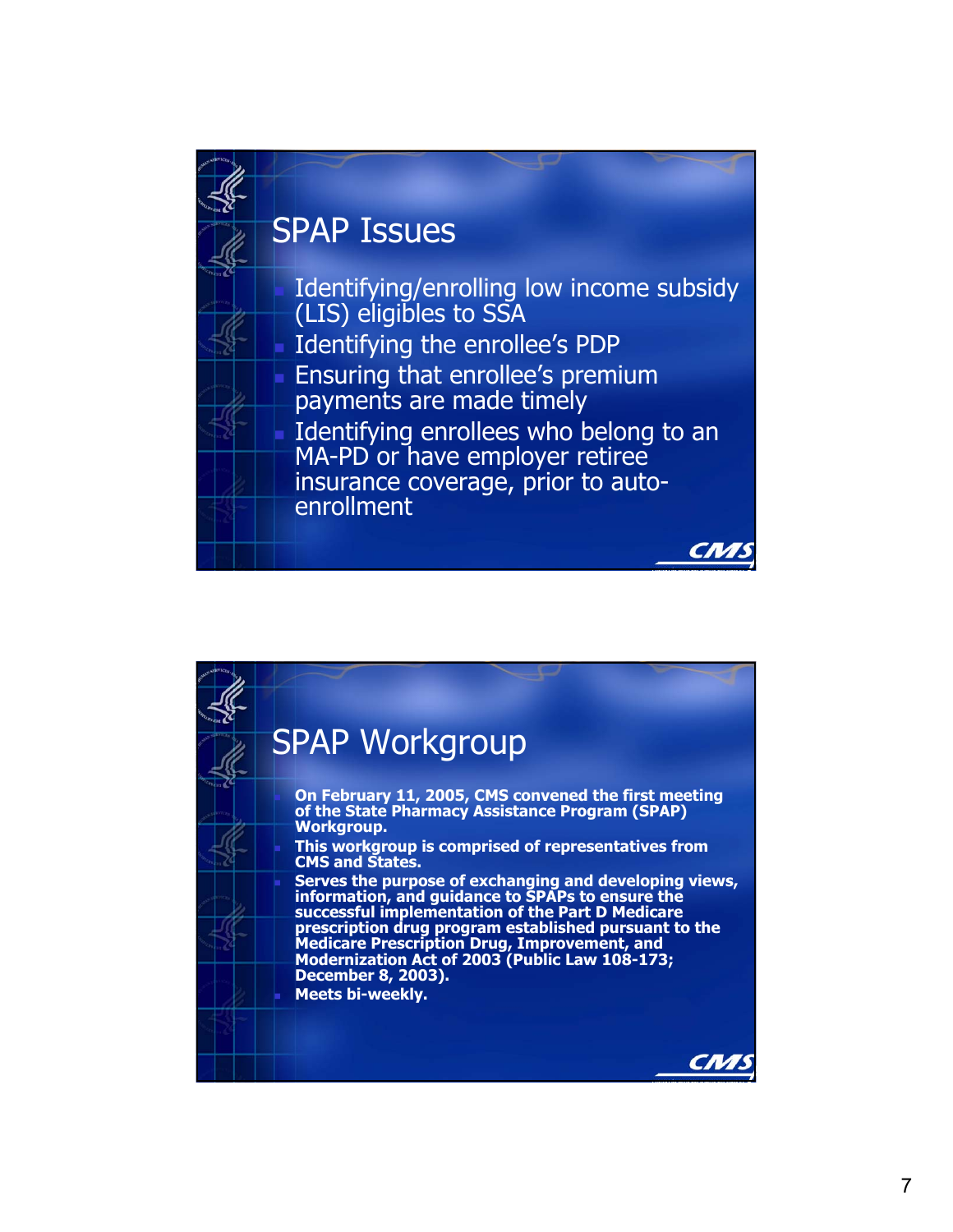## SPAP Issues

- Identifying/enrolling low income subsidy (LIS) eligibles to SSA
- Identifying the enrollee's PDP
- Ensuring that enrollee's premium payments are made timely
- Identifying enrollees who belong to an MA-PD or have employer retiree insurance coverage, prior to auto-enrollment

## SPAP Workgroup

- **On February 11, 2005, CMS convened the first meeting of the State Pharmacy Assistance Program (SPAP) Workgroup.**
- **This workgroup is comprised of representatives from CMS and States.**
- **Serves the purpose of exchanging and developing views, information, and guidance to SPAPs to ensure the successful implementation of the Part D Medicare prescription drug program established pursuant to the Medicare Prescription Drug, Improvement, and Modernization Act of 2003 (Public Law 108-173; December 8, 2003).**
- **Meets bi-weekly.**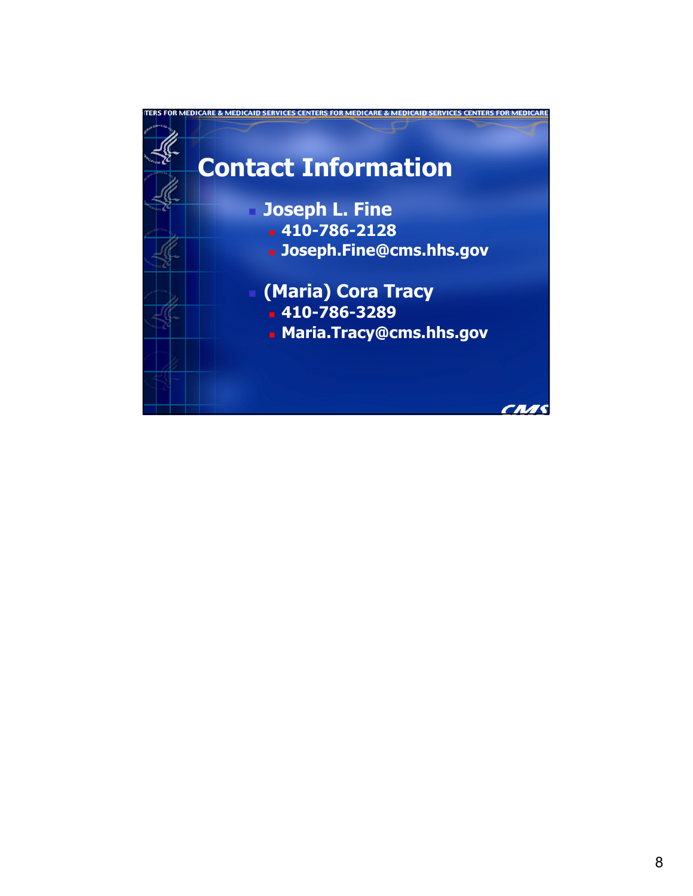# Contact Information

- **Joseph L. Fine**
  - **410-786-2128**
  - **Joseph.Fine@cms.hhs.gov**

- **(Maria) Cora Tracy**
  - **410-786-3289**
  - **Maria.Tracy@cms.hhs.gov**